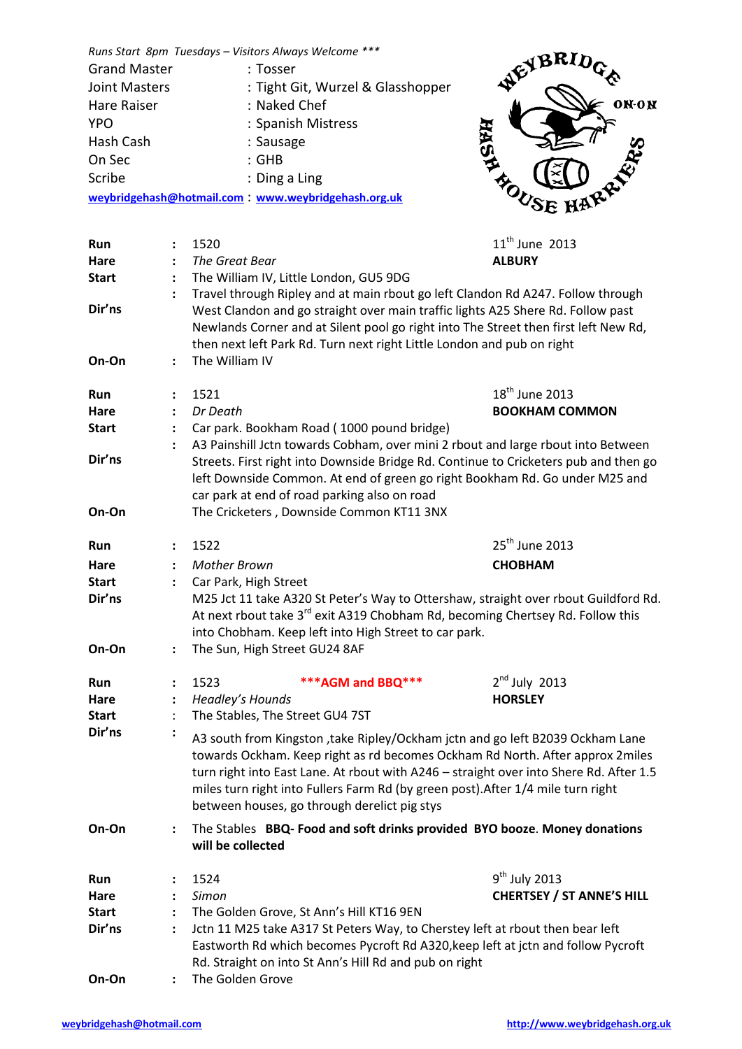*Runs Start 8pm Tuesdays – Visitors Always Welcome ****

| | |
|---|---|
| Grand Master | : Tosser |
| Joint Masters | : Tight Git, Wurzel & Glasshopper |
| Hare Raiser | : Naked Chef |
| YPO | : Spanish Mistress |
| Hash Cash | : Sausage |
| On Sec | : GHB |
| Scribe | : Ding a Ling |

weybridgehash@hotmail.com : www.weybridgehash.org.uk

WEYBRIDGE ON-ON HASH HOUSE HARRIERS

| | | | |
|---|---|---|---|
| **Run** | : | 1520 | 11th June 2013 |
| **Hare** | : | *The Great Bear* | **ALBURY** |
| **Start** | : | The William IV, Little London, GU5 9DG | |
| **Dir'ns** | : | Travel through Ripley and at main rbout go left Clandon Rd A247. Follow through West Clandon and go straight over main traffic lights A25 Shere Rd. Follow past Newlands Corner and at Silent pool go right into The Street then first left New Rd, then next left Park Rd. Turn next right Little London and pub on right | |
| **On-On** | : | The William IV | |

| | | | |
|---|---|---|---|
| **Run** | : | 1521 | 18th June 2013 |
| **Hare** | : | *Dr Death* | **BOOKHAM COMMON** |
| **Start** | : | Car park. Bookham Road ( 1000 pound bridge) | |
| **Dir'ns** | : | A3 Painshill Jctn towards Cobham, over mini 2 rbout and large rbout into Between Streets. First right into Downside Bridge Rd. Continue to Cricketers pub and then go left Downside Common. At end of green go right Bookham Rd. Go under M25 and car park at end of road parking also on road | |
| **On-On** | | The Cricketers , Downside Common KT11 3NX | |

| | | | |
|---|---|---|---|
| **Run** | : | 1522 | 25th June 2013 |
| **Hare** | : | *Mother Brown* | **CHOBHAM** |
| **Start** | : | Car Park, High Street | |
| **Dir'ns** | | M25 Jct 11 take A320 St Peter's Way to Ottershaw, straight over rbout Guildford Rd. At next rbout take 3rd exit A319 Chobham Rd, becoming Chertsey Rd. Follow this into Chobham. Keep left into High Street to car park. | |
| **On-On** | : | The Sun, High Street GU24 8AF | |

| | | | |
|---|---|---|---|
| **Run** | : | 1523 ***AGM and BBQ*** | 2nd July 2013 |
| **Hare** | : | *Headley's Hounds* | **HORSLEY** |
| **Start** | : | The Stables, The Street GU4 7ST | |
| **Dir'ns** | : | A3 south from Kingston ,take Ripley/Ockham jctn and go left B2039 Ockham Lane towards Ockham. Keep right as rd becomes Ockham Rd North. After approx 2miles turn right into East Lane. At rbout with A246 – straight over into Shere Rd. After 1.5 miles turn right into Fullers Farm Rd (by green post).After 1/4 mile turn right between houses, go through derelict pig stys | |
| **On-On** | : | The Stables **BBQ- Food and soft drinks provided BYO booze**. **Money donations will be collected** | |

| | | | |
|---|---|---|---|
| **Run** | : | 1524 | 9th July 2013 |
| **Hare** | : | *Simon* | **CHERTSEY / ST ANNE'S HILL** |
| **Start** | : | The Golden Grove, St Ann's Hill KT16 9EN | |
| **Dir'ns** | : | Jctn 11 M25 take A317 St Peters Way, to Cherstey left at rbout then bear left Eastworth Rd which becomes Pycroft Rd A320,keep left at jctn and follow Pycroft Rd. Straight on into St Ann's Hill Rd and pub on right | |
| **On-On** | : | The Golden Grove | |

weybridgehash@hotmail.com http://www.weybridgehash.org.uk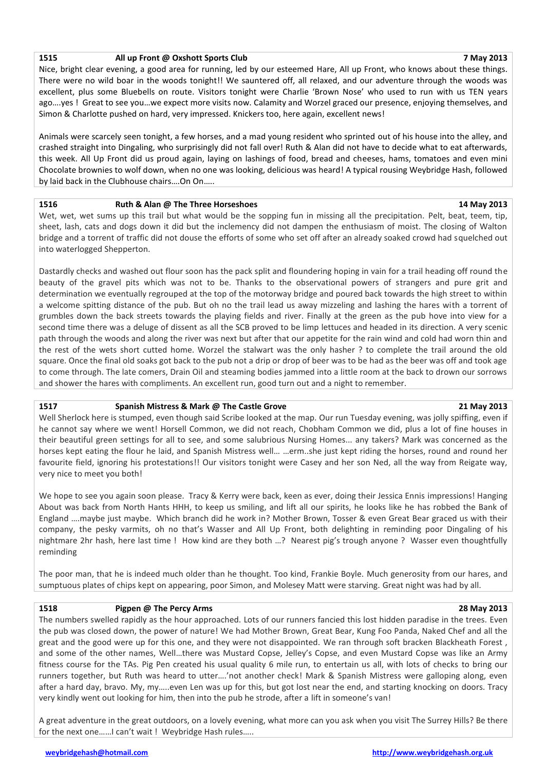### 1515 All up Front @ Oxshott Sports Club 7 May 2013

Nice, bright clear evening, a good area for running, led by our esteemed Hare, All up Front, who knows about these things. There were no wild boar in the woods tonight!! We sauntered off, all relaxed, and our adventure through the woods was excellent, plus some Bluebells on route. Visitors tonight were Charlie 'Brown Nose' who used to run with us TEN years ago….yes ! Great to see you…we expect more visits now. Calamity and Worzel graced our presence, enjoying themselves, and Simon & Charlotte pushed on hard, very impressed. Knickers too, here again, excellent news!

Animals were scarcely seen tonight, a few horses, and a mad young resident who sprinted out of his house into the alley, and crashed straight into Dingaling, who surprisingly did not fall over! Ruth & Alan did not have to decide what to eat afterwards, this week. All Up Front did us proud again, laying on lashings of food, bread and cheeses, hams, tomatoes and even mini Chocolate brownies to wolf down, when no one was looking, delicious was heard! A typical rousing Weybridge Hash, followed by laid back in the Clubhouse chairs….On On…..

### 1516 Ruth & Alan @ The Three Horseshoes 14 May 2013

Wet, wet, wet sums up this trail but what would be the sopping fun in missing all the precipitation. Pelt, beat, teem, tip, sheet, lash, cats and dogs down it did but the inclemency did not dampen the enthusiasm of moist. The closing of Walton bridge and a torrent of traffic did not douse the efforts of some who set off after an already soaked crowd had squelched out into waterlogged Shepperton.

Dastardly checks and washed out flour soon has the pack split and floundering hoping in vain for a trail heading off round the beauty of the gravel pits which was not to be. Thanks to the observational powers of strangers and pure grit and determination we eventually regrouped at the top of the motorway bridge and poured back towards the high street to within a welcome spitting distance of the pub. But oh no the trail lead us away mizzeling and lashing the hares with a torrent of grumbles down the back streets towards the playing fields and river. Finally at the green as the pub hove into view for a second time there was a deluge of dissent as all the SCB proved to be limp lettuces and headed in its direction. A very scenic path through the woods and along the river was next but after that our appetite for the rain wind and cold had worn thin and the rest of the wets short cutted home. Worzel the stalwart was the only hasher ? to complete the trail around the old square. Once the final old soaks got back to the pub not a drip or drop of beer was to be had as the beer was off and took age to come through. The late comers, Drain Oil and steaming bodies jammed into a little room at the back to drown our sorrows and shower the hares with compliments. An excellent run, good turn out and a night to remember.

### 1517 Spanish Mistress & Mark @ The Castle Grove 21 May 2013

Well Sherlock here is stumped, even though said Scribe looked at the map. Our run Tuesday evening, was jolly spiffing, even if he cannot say where we went! Horsell Common, we did not reach, Chobham Common we did, plus a lot of fine houses in their beautiful green settings for all to see, and some salubrious Nursing Homes... any takers? Mark was concerned as the horses kept eating the flour he laid, and Spanish Mistress well… …erm..she just kept riding the horses, round and round her favourite field, ignoring his protestations!! Our visitors tonight were Casey and her son Ned, all the way from Reigate way, very nice to meet you both!

We hope to see you again soon please. Tracy & Kerry were back, keen as ever, doing their Jessica Ennis impressions! Hanging About was back from North Hants HHH, to keep us smiling, and lift all our spirits, he looks like he has robbed the Bank of England ….maybe just maybe. Which branch did he work in? Mother Brown, Tosser & even Great Bear graced us with their company, the pesky varmits, oh no that's Wasser and All Up Front, both delighting in reminding poor Dingaling of his nightmare 2hr hash, here last time ! How kind are they both …? Nearest pig's trough anyone ? Wasser even thoughtfully reminding

The poor man, that he is indeed much older than he thought. Too kind, Frankie Boyle. Much generosity from our hares, and sumptuous plates of chips kept on appearing, poor Simon, and Molesey Matt were starving. Great night was had by all.

### 1518 Pigpen @ The Percy Arms 28 May 2013

The numbers swelled rapidly as the hour approached. Lots of our runners fancied this lost hidden paradise in the trees. Even the pub was closed down, the power of nature! We had Mother Brown, Great Bear, Kung Foo Panda, Naked Chef and all the great and the good were up for this one, and they were not disappointed. We ran through soft bracken Blackheath Forest , and some of the other names, Well…there was Mustard Copse, Jelley's Copse, and even Mustard Copse was like an Army fitness course for the TAs. Pig Pen created his usual quality 6 mile run, to entertain us all, with lots of checks to bring our runners together, but Ruth was heard to utter….'not another check! Mark & Spanish Mistress were galloping along, even after a hard day, bravo. My, my…..even Len was up for this, but got lost near the end, and starting knocking on doors. Tracy very kindly went out looking for him, then into the pub he strode, after a lift in someone's van!

A great adventure in the great outdoors, on a lovely evening, what more can you ask when you visit The Surrey Hills? Be there for the next one……I can't wait ! Weybridge Hash rules…..

weybridgehash@hotmail.com http://www.weybridgehash.org.uk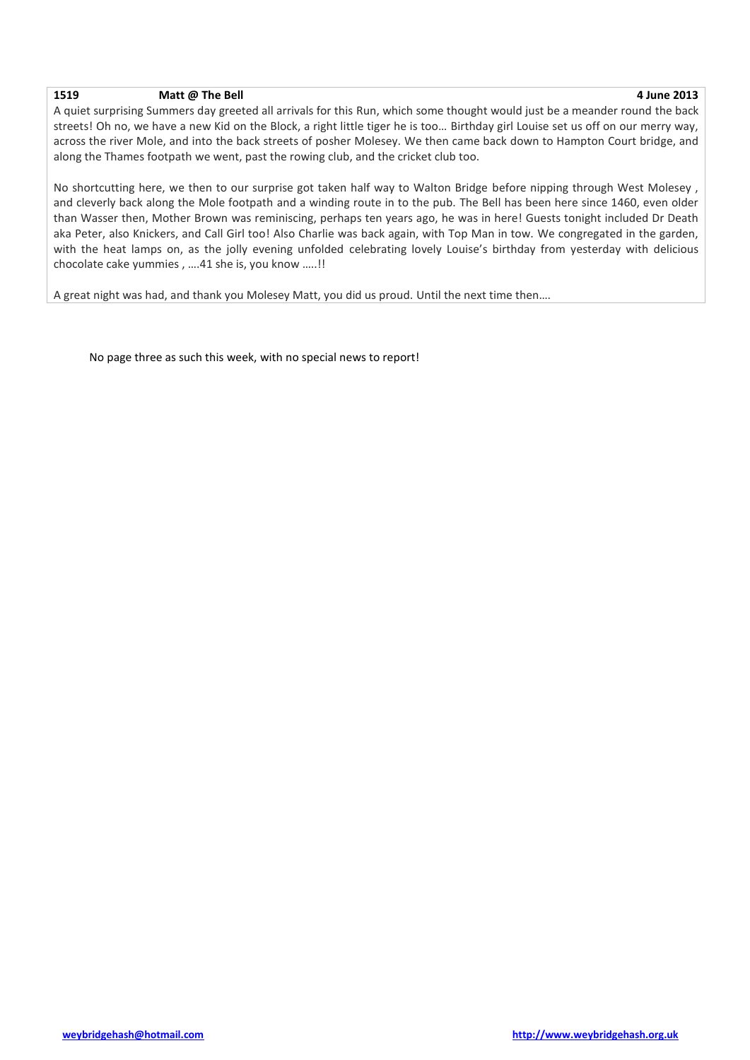**1519 Matt @ The Bell 4 June 2013**

A quiet surprising Summers day greeted all arrivals for this Run, which some thought would just be a meander round the back streets! Oh no, we have a new Kid on the Block, a right little tiger he is too… Birthday girl Louise set us off on our merry way, across the river Mole, and into the back streets of posher Molesey. We then came back down to Hampton Court bridge, and along the Thames footpath we went, past the rowing club, and the cricket club too.

No shortcutting here, we then to our surprise got taken half way to Walton Bridge before nipping through West Molesey , and cleverly back along the Mole footpath and a winding route in to the pub. The Bell has been here since 1460, even older than Wasser then, Mother Brown was reminiscing, perhaps ten years ago, he was in here! Guests tonight included Dr Death aka Peter, also Knickers, and Call Girl too! Also Charlie was back again, with Top Man in tow. We congregated in the garden, with the heat lamps on, as the jolly evening unfolded celebrating lovely Louise's birthday from yesterday with delicious chocolate cake yummies , ….41 she is, you know …..!!

A great night was had, and thank you Molesey Matt, you did us proud. Until the next time then….

No page three as such this week, with no special news to report!

weybridgehash@hotmail.com http://www.weybridgehash.org.uk